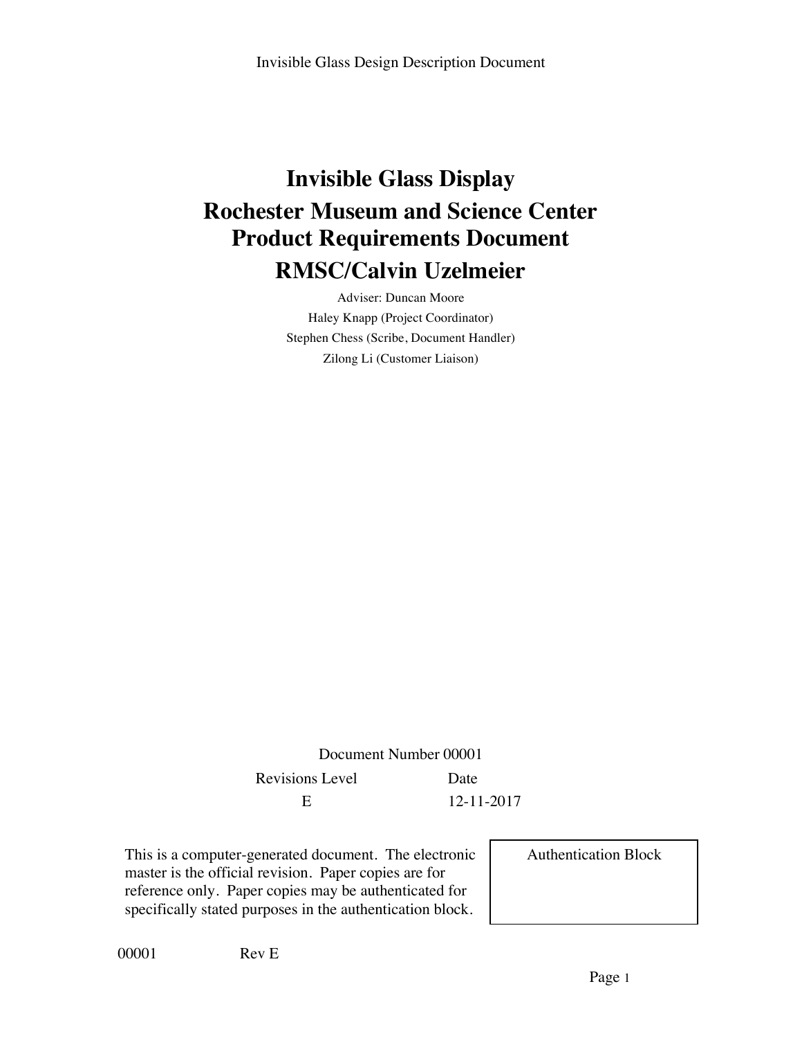# Invisible Glass Display

# Rochester Museum and Science Center Product Requirements Document

# RMSC/Calvin Uzelmeier

Adviser: Duncan Moore

Haley Knapp (Project Coordinator)

Stephen Chess (Scribe, Document Handler)

Zilong Li (Customer Liaison)

Document Number 00001

| Revisions Level | Date |
| --- | --- |
| E | 12-11-2017 |

This is a computer-generated document. The electronic master is the official revision. Paper copies are for reference only. Paper copies may be authenticated for specifically stated purposes in the authentication block.

| Authentication Block |
| --- |
| |

00001 Rev E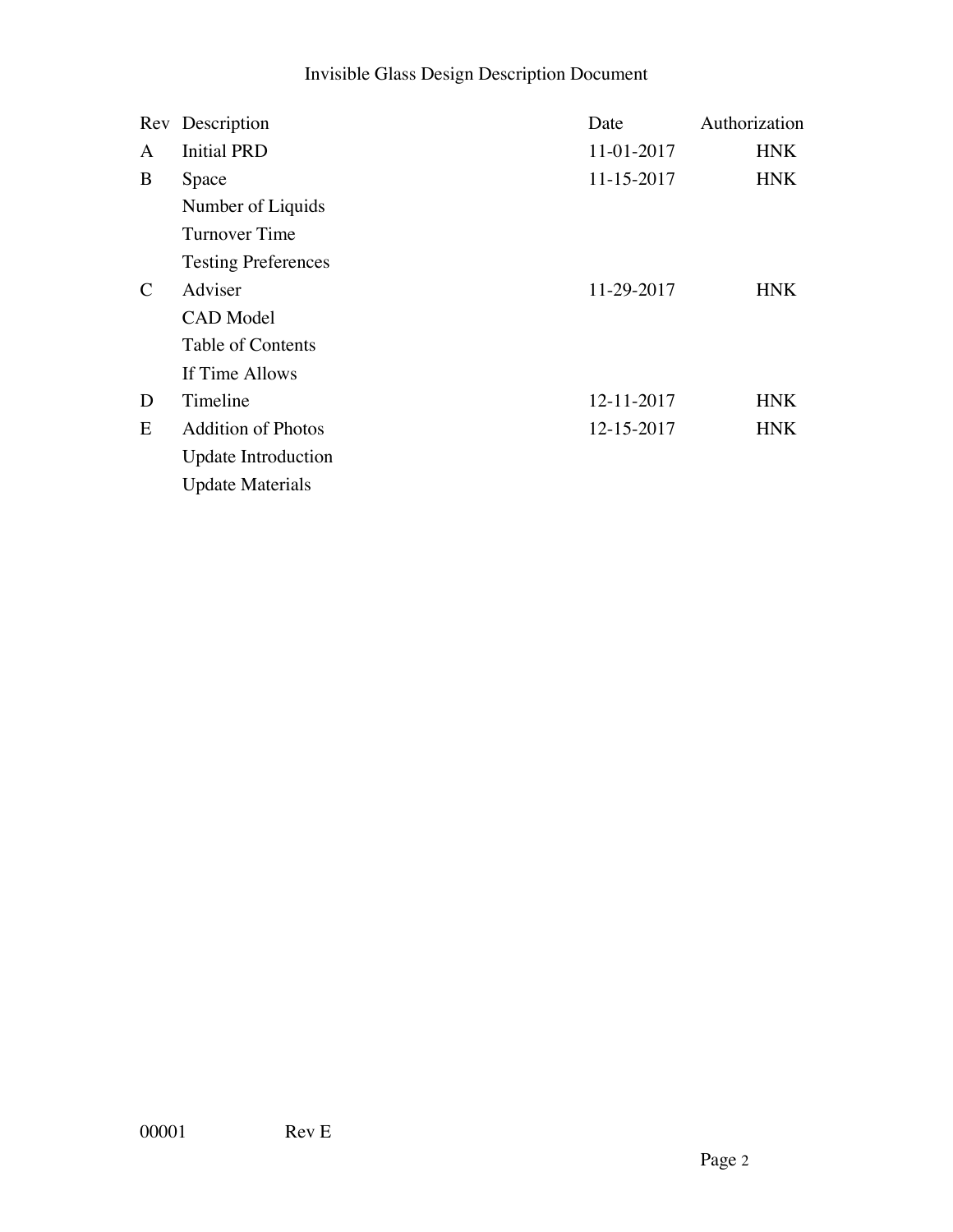# Invisible Glass Design Description Document

| Rev | Description | Date | Authorization |
|---|---|---|---|
| A | Initial PRD | 11-01-2017 | HNK |
| B | Space | 11-15-2017 | HNK |
| | Number of Liquids | | |
| | Turnover Time | | |
| | Testing Preferences | | |
| C | Adviser | 11-29-2017 | HNK |
| | CAD Model | | |
| | Table of Contents | | |
| | If Time Allows | | |
| D | Timeline | 12-11-2017 | HNK |
| E | Addition of Photos | 12-15-2017 | HNK |
| | Update Introduction | | |
| | Update Materials | | |

00001 Rev E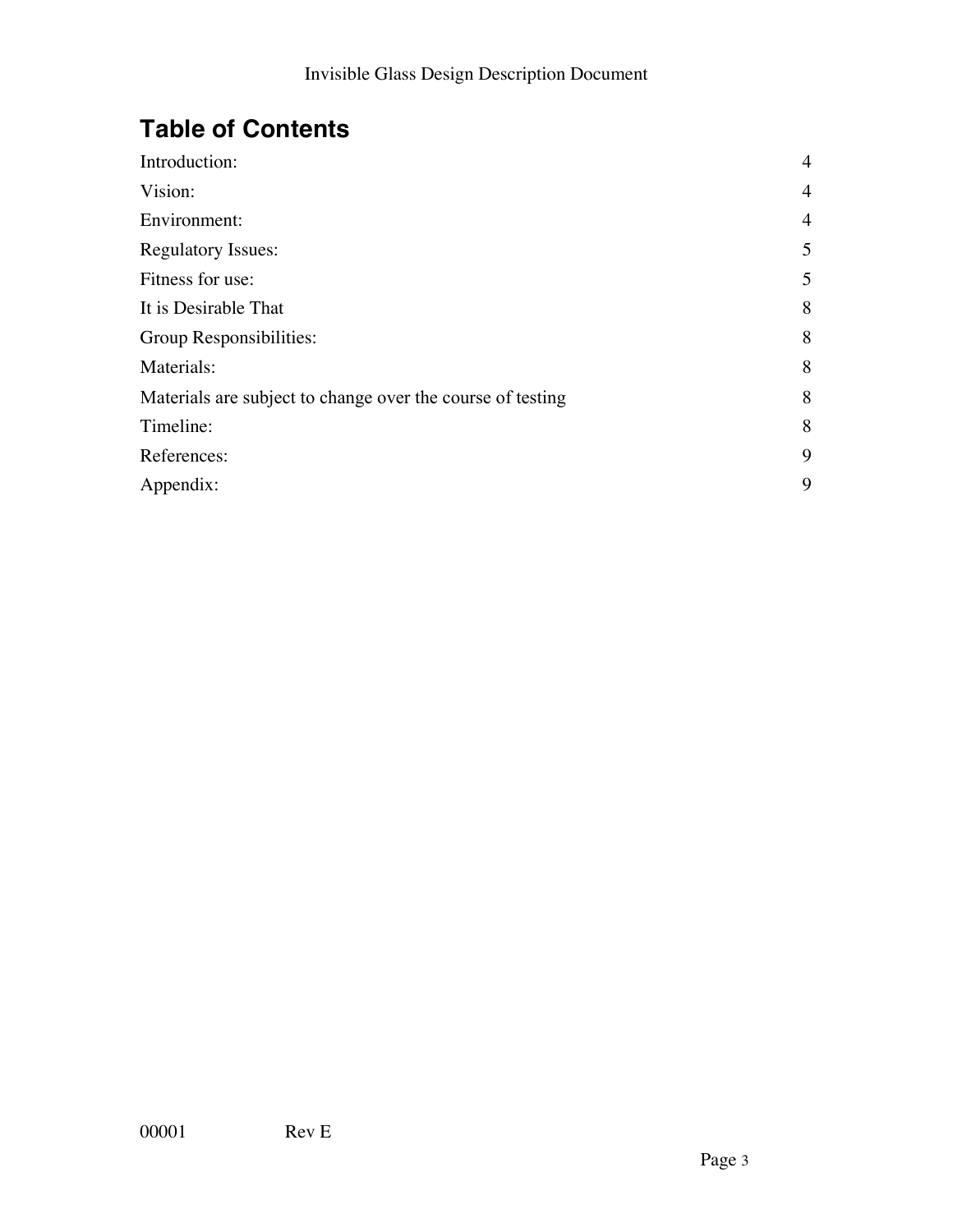## Table of Contents

| | |
|---|---|
| Introduction: | 4 |
| Vision: | 4 |
| Environment: | 4 |
| Regulatory Issues: | 5 |
| Fitness for use: | 5 |
| It is Desirable That | 8 |
| Group Responsibilities: | 8 |
| Materials: | 8 |
| Materials are subject to change over the course of testing | 8 |
| Timeline: | 8 |
| References: | 9 |
| Appendix: | 9 |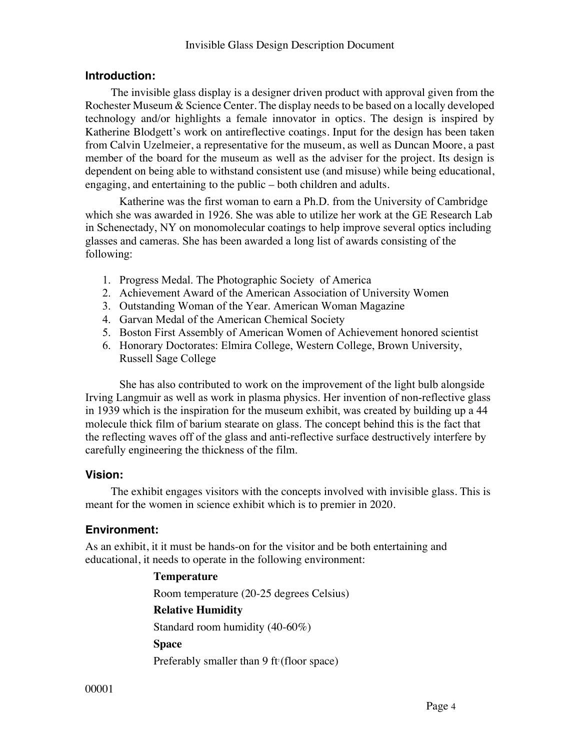## Introduction:

The invisible glass display is a designer driven product with approval given from the Rochester Museum & Science Center. The display needs to be based on a locally developed technology and/or highlights a female innovator in optics. The design is inspired by Katherine Blodgett's work on antireflective coatings. Input for the design has been taken from Calvin Uzelmeier, a representative for the museum, as well as Duncan Moore, a past member of the board for the museum as well as the adviser for the project. Its design is dependent on being able to withstand consistent use (and misuse) while being educational, engaging, and entertaining to the public – both children and adults.

Katherine was the first woman to earn a Ph.D. from the University of Cambridge which she was awarded in 1926. She was able to utilize her work at the GE Research Lab in Schenectady, NY on monomolecular coatings to help improve several optics including glasses and cameras. She has been awarded a long list of awards consisting of the following:

1. Progress Medal. The Photographic Society of America
2. Achievement Award of the American Association of University Women
3. Outstanding Woman of the Year. American Woman Magazine
4. Garvan Medal of the American Chemical Society
5. Boston First Assembly of American Women of Achievement honored scientist
6. Honorary Doctorates: Elmira College, Western College, Brown University, Russell Sage College

She has also contributed to work on the improvement of the light bulb alongside Irving Langmuir as well as work in plasma physics. Her invention of non-reflective glass in 1939 which is the inspiration for the museum exhibit, was created by building up a 44 molecule thick film of barium stearate on glass. The concept behind this is the fact that the reflecting waves off of the glass and anti-reflective surface destructively interfere by carefully engineering the thickness of the film.

## Vision:

The exhibit engages visitors with the concepts involved with invisible glass. This is meant for the women in science exhibit which is to premier in 2020.

## Environment:

As an exhibit, it it must be hands-on for the visitor and be both entertaining and educational, it needs to operate in the following environment:

**Temperature**

Room temperature (20-25 degrees Celsius)

**Relative Humidity**

Standard room humidity (40-60%)

**Space**

Preferably smaller than 9 $ft^2$ (floor space)

00001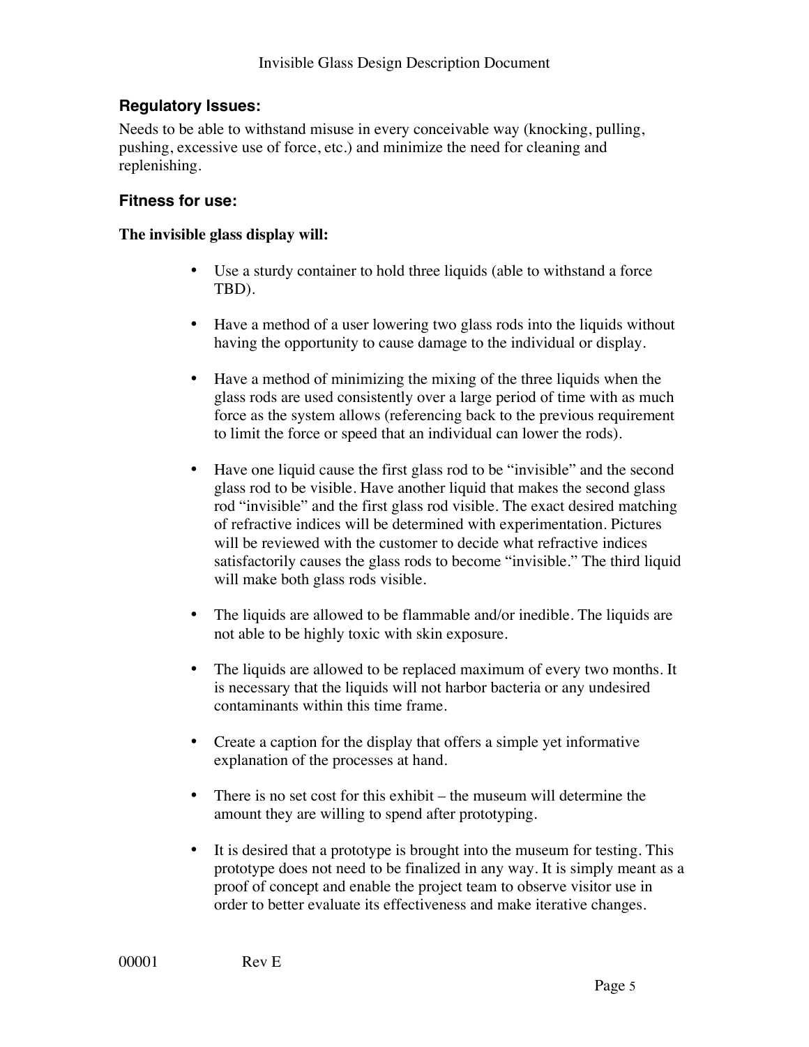## Regulatory Issues:

Needs to be able to withstand misuse in every conceivable way (knocking, pulling, pushing, excessive use of force, etc.) and minimize the need for cleaning and replenishing.

## Fitness for use:

**The invisible glass display will:**

- Use a sturdy container to hold three liquids (able to withstand a force TBD).

- Have a method of a user lowering two glass rods into the liquids without having the opportunity to cause damage to the individual or display.

- Have a method of minimizing the mixing of the three liquids when the glass rods are used consistently over a large period of time with as much force as the system allows (referencing back to the previous requirement to limit the force or speed that an individual can lower the rods).

- Have one liquid cause the first glass rod to be "invisible" and the second glass rod to be visible. Have another liquid that makes the second glass rod "invisible" and the first glass rod visible. The exact desired matching of refractive indices will be determined with experimentation. Pictures will be reviewed with the customer to decide what refractive indices satisfactorily causes the glass rods to become "invisible." The third liquid will make both glass rods visible.

- The liquids are allowed to be flammable and/or inedible. The liquids are not able to be highly toxic with skin exposure.

- The liquids are allowed to be replaced maximum of every two months. It is necessary that the liquids will not harbor bacteria or any undesired contaminants within this time frame.

- Create a caption for the display that offers a simple yet informative explanation of the processes at hand.

- There is no set cost for this exhibit – the museum will determine the amount they are willing to spend after prototyping.

- It is desired that a prototype is brought into the museum for testing. This prototype does not need to be finalized in any way. It is simply meant as a proof of concept and enable the project team to observe visitor use in order to better evaluate its effectiveness and make iterative changes.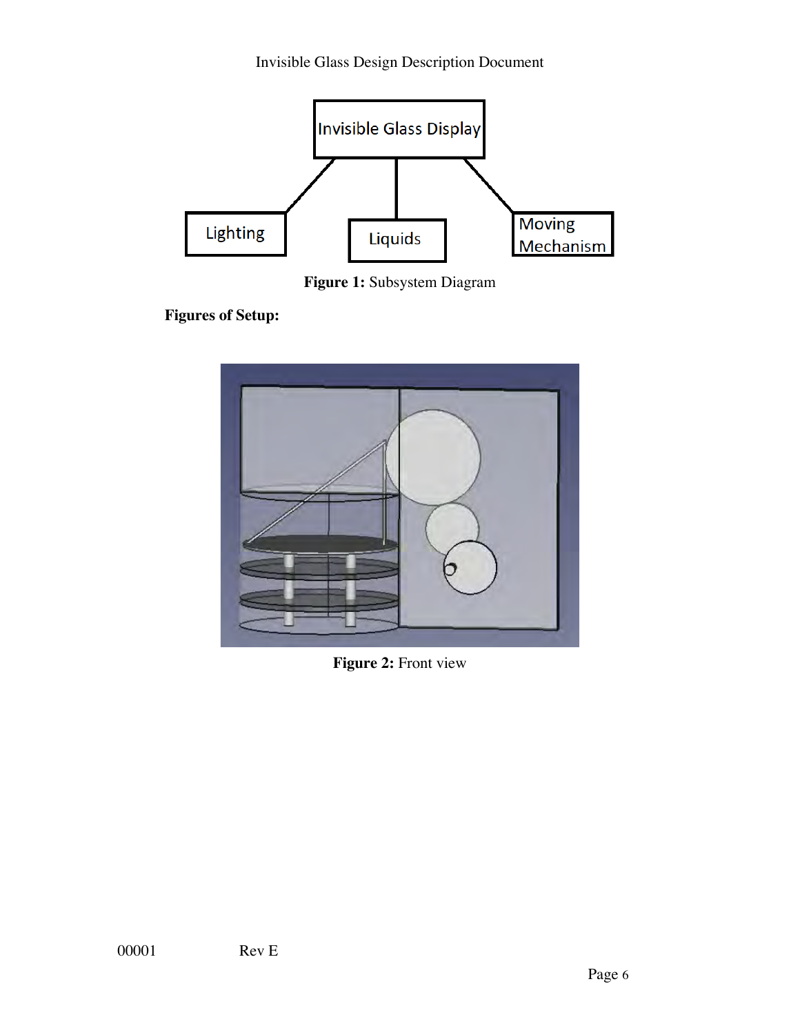Figure 1: Subsystem Diagram

**Figures of Setup:**

Figure 2: Front view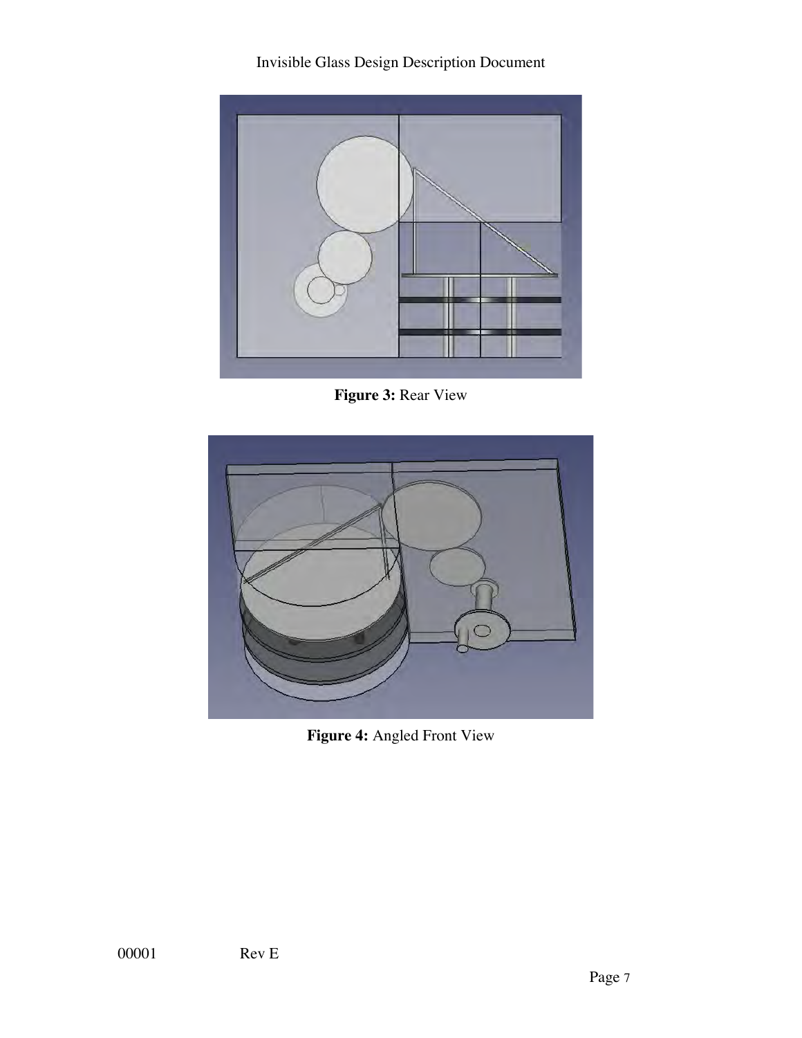**Figure 3:** Rear View

**Figure 4:** Angled Front View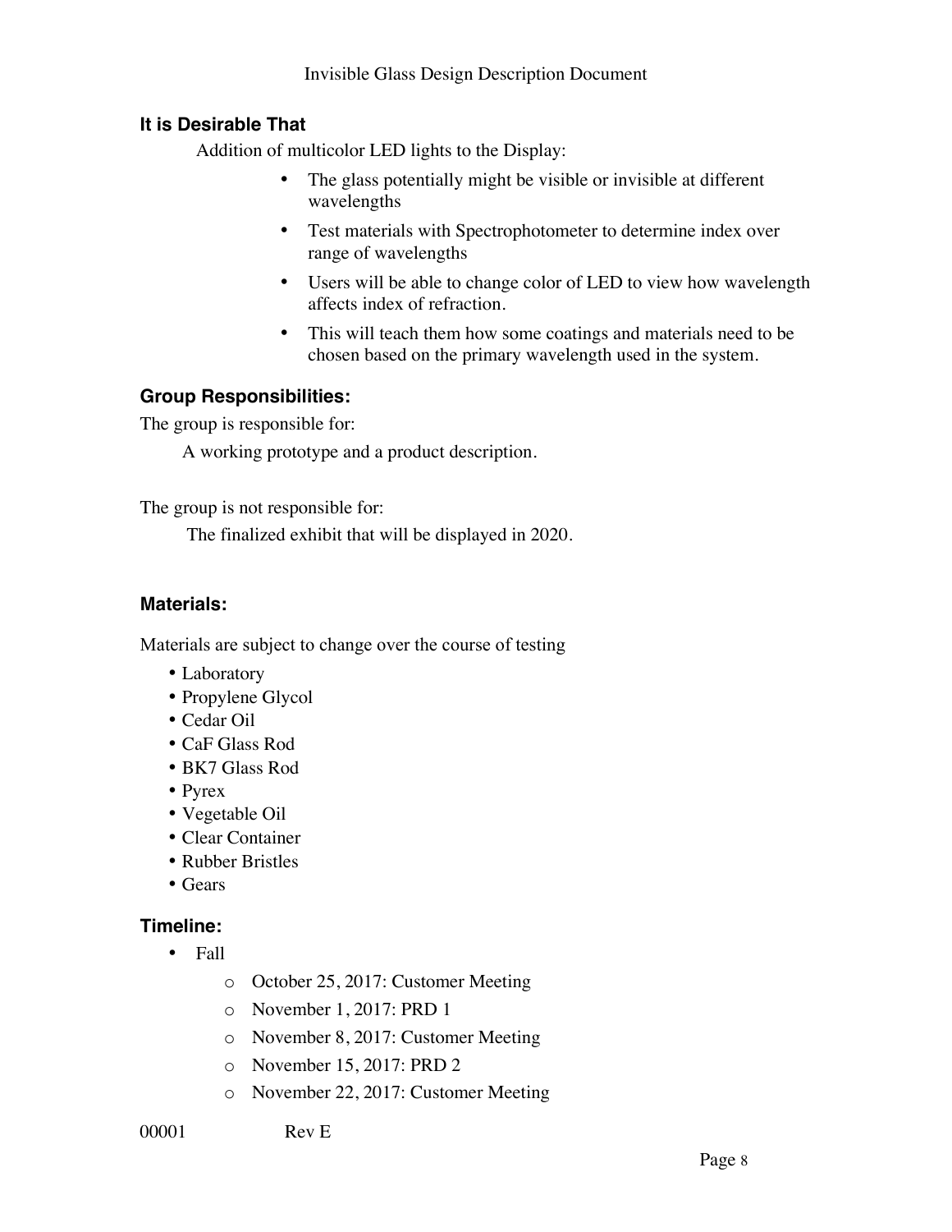### It is Desirable That

Addition of multicolor LED lights to the Display:

- The glass potentially might be visible or invisible at different wavelengths
- Test materials with Spectrophotometer to determine index over range of wavelengths
- Users will be able to change color of LED to view how wavelength affects index of refraction.
- This will teach them how some coatings and materials need to be chosen based on the primary wavelength used in the system.

### Group Responsibilities:

The group is responsible for:

A working prototype and a product description.

The group is not responsible for:

The finalized exhibit that will be displayed in 2020.

### Materials:

Materials are subject to change over the course of testing

- Laboratory
- Propylene Glycol
- Cedar Oil
- CaF Glass Rod
- BK7 Glass Rod
- Pyrex
- Vegetable Oil
- Clear Container
- Rubber Bristles
- Gears

### Timeline:

- Fall
  - October 25, 2017: Customer Meeting
  - November 1, 2017: PRD 1
  - November 8, 2017: Customer Meeting
  - November 15, 2017: PRD 2
  - November 22, 2017: Customer Meeting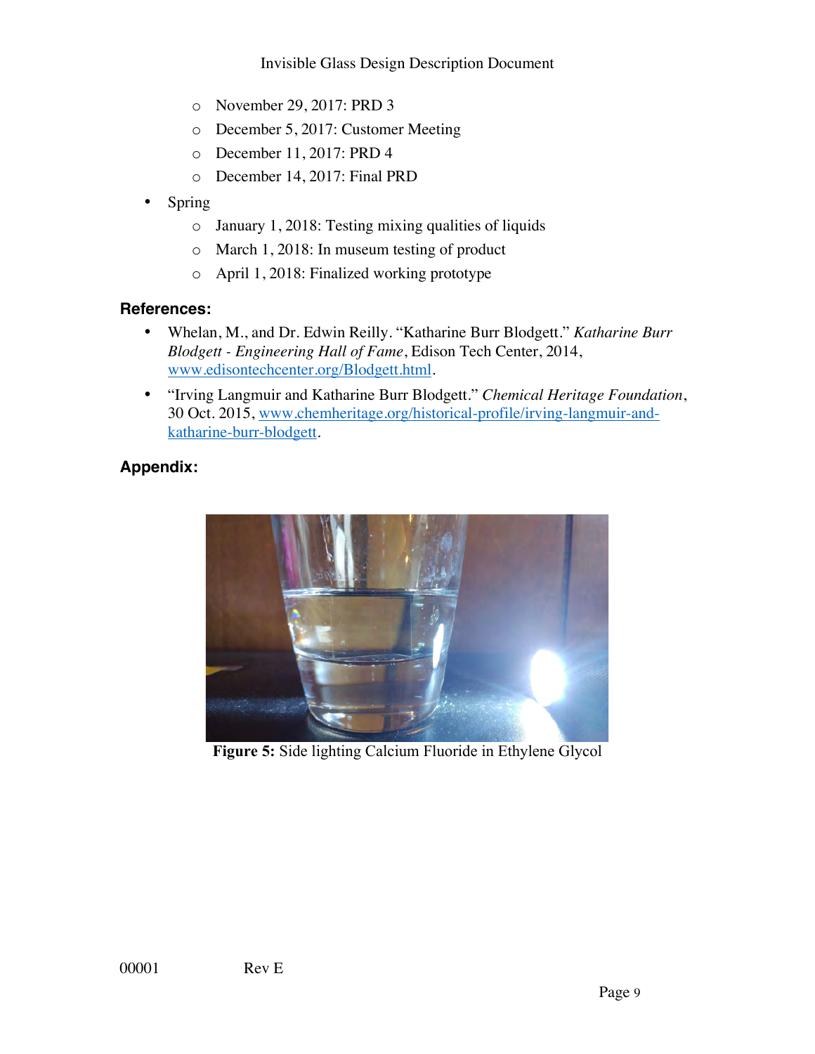- November 29, 2017: PRD 3
    - December 5, 2017: Customer Meeting
    - December 11, 2017: PRD 4
    - December 14, 2017: Final PRD
- Spring
    - January 1, 2018: Testing mixing qualities of liquids
    - March 1, 2018: In museum testing of product
    - April 1, 2018: Finalized working prototype

## References:

- Whelan, M., and Dr. Edwin Reilly. "Katharine Burr Blodgett." *Katharine Burr Blodgett - Engineering Hall of Fame*, Edison Tech Center, 2014, www.edisontechcenter.org/Blodgett.html.
- "Irving Langmuir and Katharine Burr Blodgett." *Chemical Heritage Foundation*, 30 Oct. 2015, www.chemheritage.org/historical-profile/irving-langmuir-and-katharine-burr-blodgett.

## Appendix:

**Figure 5:** Side lighting Calcium Fluoride in Ethylene Glycol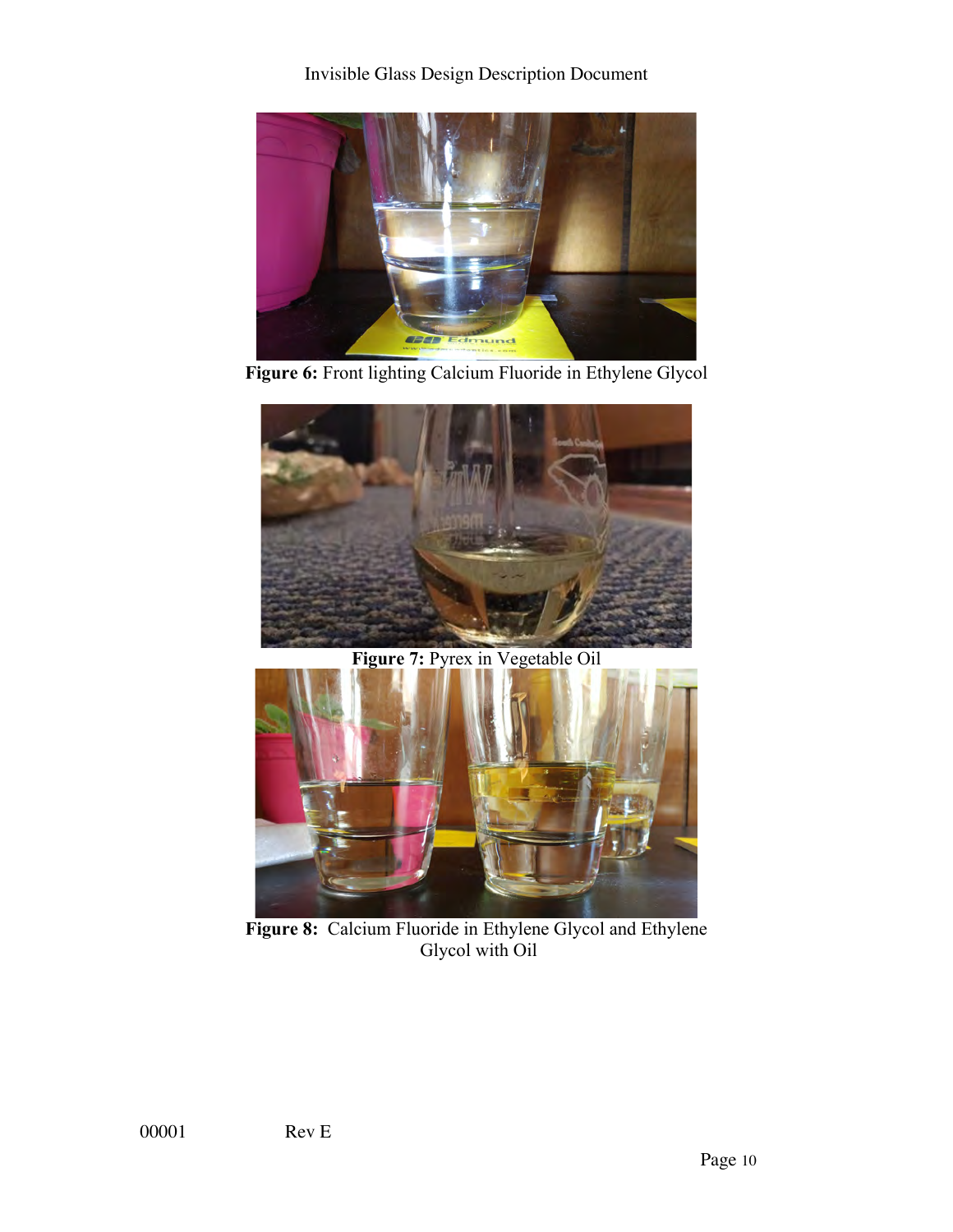**Figure 6:** Front lighting Calcium Fluoride in Ethylene Glycol

**Figure 7:** Pyrex in Vegetable Oil

**Figure 8:** Calcium Fluoride in Ethylene Glycol and Ethylene Glycol with Oil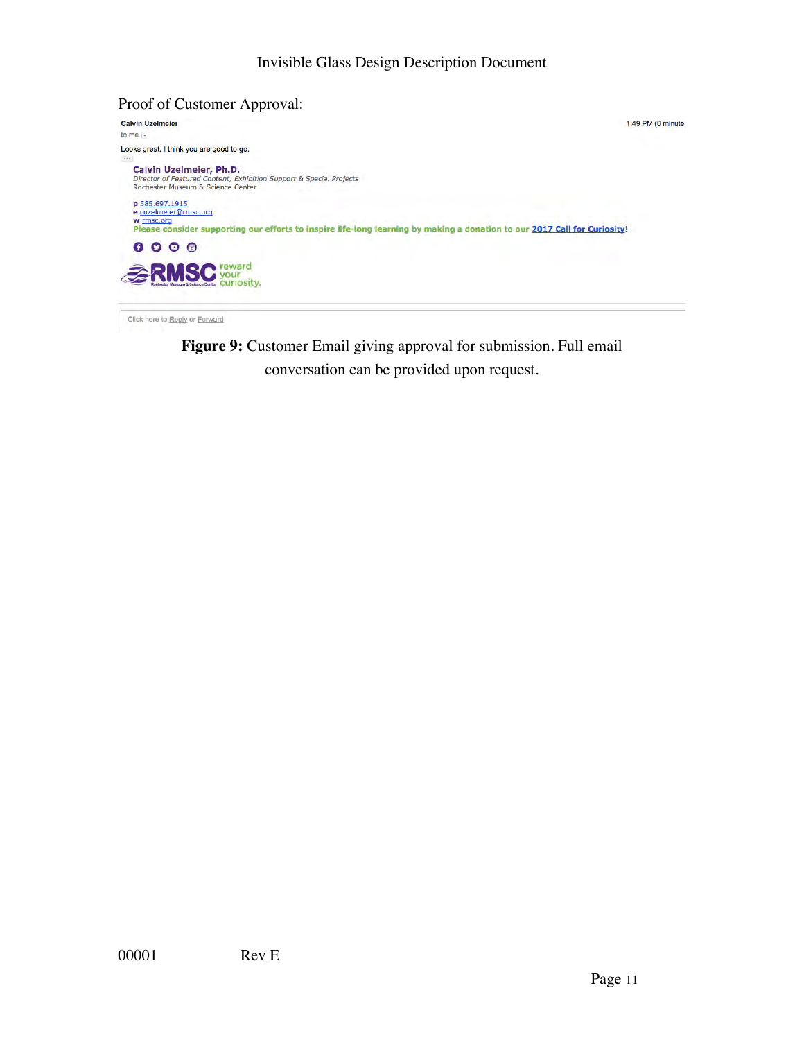Proof of Customer Approval:

**Calvin Uzelmeier** 1:49 PM (0 minute

to me

Looks great. I think you are good to go.

**Calvin Uzelmeier, Ph.D.**
*Director of Featured Content, Exhibition Support & Special Projects*
Rochester Museum & Science Center

p 585.697.1915
e cuzelmeier@rmsc.org
w rmsc.org
**Please consider supporting our efforts to inspire life-long learning by making a donation to our 2017 Call for Curiosity!**

RMSC reward your curiosity.

Click here to Reply or Forward

**Figure 9:** Customer Email giving approval for submission. Full email conversation can be provided upon request.

00001 Rev E